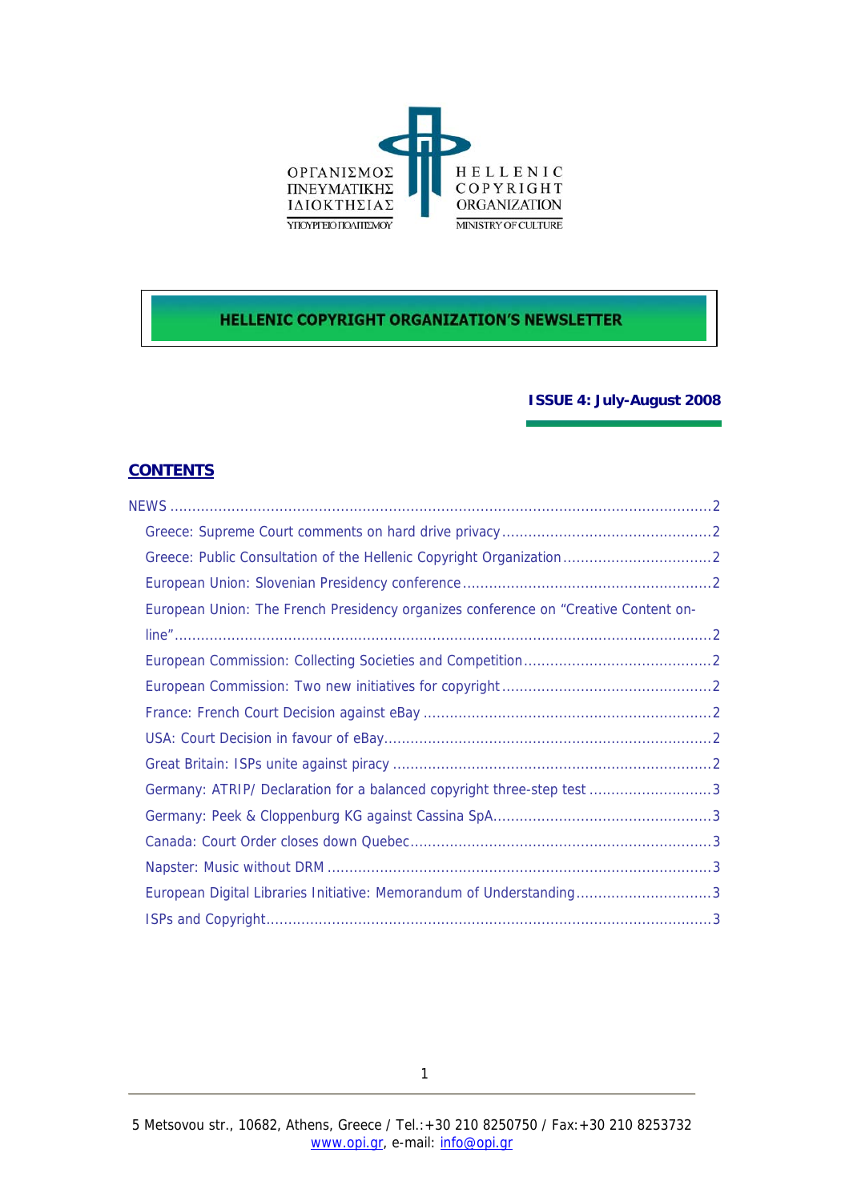ΟΡΓΑΝΙΣΜΟΣ ΠΝΕΥΜΑΤΙΚΗΣ ΙΔΙΟΚΤΗΣΙΑΣ
ΥΠΟΥΡΓΕΙΟ ΠΟΛΙΤΙΣΜΟΥ

HELLENIC COPYRIGHT ORGANIZATION
MINISTRY OF CULTURE

# HELLENIC COPYRIGHT ORGANIZATION'S NEWSLETTER

**ISSUE 4: July-August 2008**

## CONTENTS

NEWS .......... 2
- Greece: Supreme Court comments on hard drive privacy .......... 2
- Greece: Public Consultation of the Hellenic Copyright Organization .......... 2
- European Union: Slovenian Presidency conference .......... 2
- European Union: The French Presidency organizes conference on "Creative Content on-line" .......... 2
- European Commission: Collecting Societies and Competition .......... 2
- European Commission: Two new initiatives for copyright .......... 2
- France: French Court Decision against eBay .......... 2
- USA: Court Decision in favour of eBay .......... 2
- Great Britain: ISPs unite against piracy .......... 2
- Germany: ATRIP/ Declaration for a balanced copyright three-step test .......... 3
- Germany: Peek & Cloppenburg KG against Cassina SpA .......... 3
- Canada: Court Order closes down Quebec .......... 3
- Napster: Music without DRM .......... 3
- European Digital Libraries Initiative: Memorandum of Understanding .......... 3
- ISPs and Copyright .......... 3

5 Metsovou str., 10682, Athens, Greece / Tel.:+30 210 8250750 / Fax:+30 210 8253732
www.opi.gr, e-mail: info@opi.gr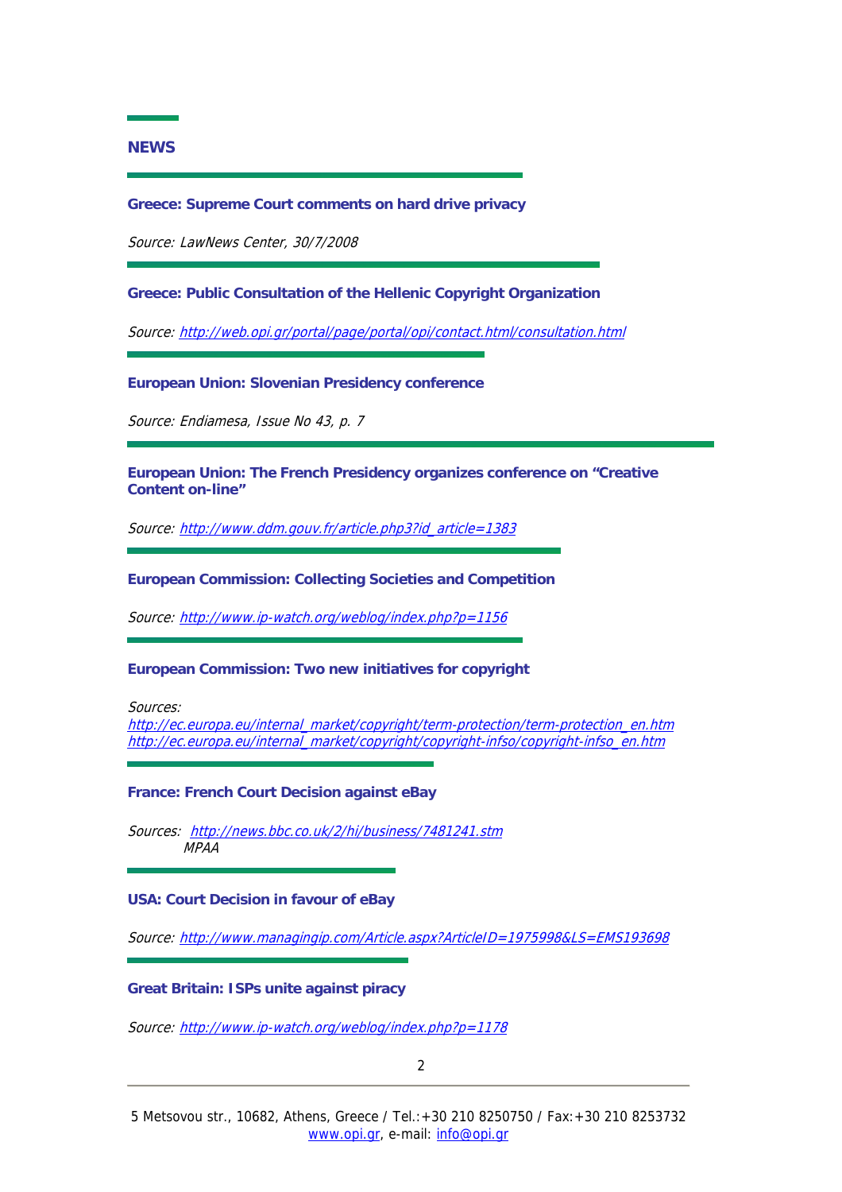## NEWS

### Greece: Supreme Court comments on hard drive privacy

*Source: LawNews Center, 30/7/2008*

### Greece: Public Consultation of the Hellenic Copyright Organization

*Source: http://web.opi.gr/portal/page/portal/opi/contact.html/consultation.html*

### European Union: Slovenian Presidency conference

*Source: Endiamesa, Issue No 43, p. 7*

### European Union: The French Presidency organizes conference on "Creative Content on-line"

*Source: http://www.ddm.gouv.fr/article.php3?id_article=1383*

### European Commission: Collecting Societies and Competition

*Source: http://www.ip-watch.org/weblog/index.php?p=1156*

### European Commission: Two new initiatives for copyright

*Sources:*
*http://ec.europa.eu/internal_market/copyright/term-protection/term-protection_en.htm*
*http://ec.europa.eu/internal_market/copyright/copyright-infso/copyright-infso_en.htm*

### France: French Court Decision against eBay

*Sources: http://news.bbc.co.uk/2/hi/business/7481241.stm*
*MPAA*

### USA: Court Decision in favour of eBay

*Source: http://www.managingip.com/Article.aspx?ArticleID=1975998&LS=EMS193698*

### Great Britain: ISPs unite against piracy

*Source: http://www.ip-watch.org/weblog/index.php?p=1178*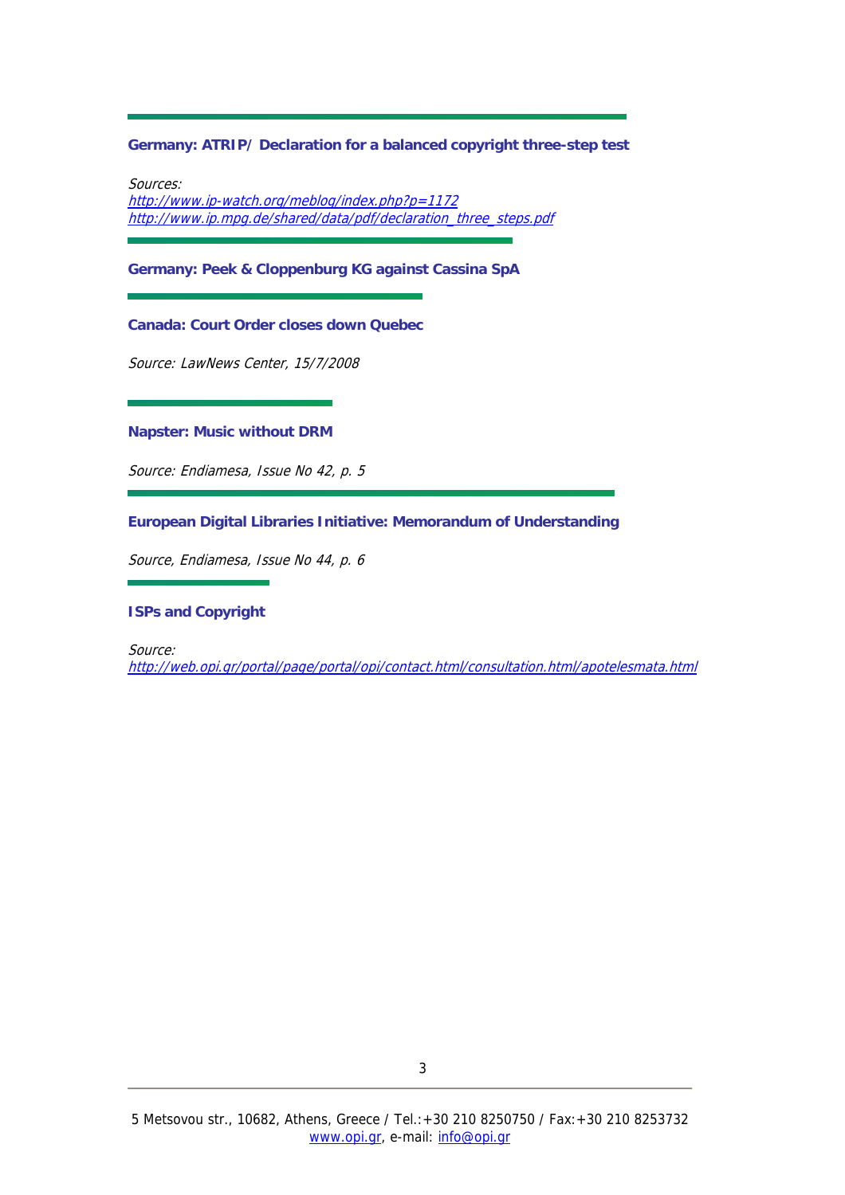## Germany: ATRIP/ Declaration for a balanced copyright three-step test

*Sources:*
*http://www.ip-watch.org/meblog/index.php?p=1172*
*http://www.ip.mpg.de/shared/data/pdf/declaration_three_steps.pdf*

## Germany: Peek & Cloppenburg KG against Cassina SpA

## Canada: Court Order closes down Quebec

*Source: LawNews Center, 15/7/2008*

## Napster: Music without DRM

*Source: Endiamesa, Issue No 42, p. 5*

## European Digital Libraries Initiative: Memorandum of Understanding

*Source, Endiamesa, Issue No 44, p. 6*

## ISPs and Copyright

*Source:*
*http://web.opi.gr/portal/page/portal/opi/contact.html/consultation.html/apotelesmata.html*

5 Metsovou str., 10682, Athens, Greece / Tel.:+30 210 8250750 / Fax:+30 210 8253732
www.opi.gr, e-mail: info@opi.gr